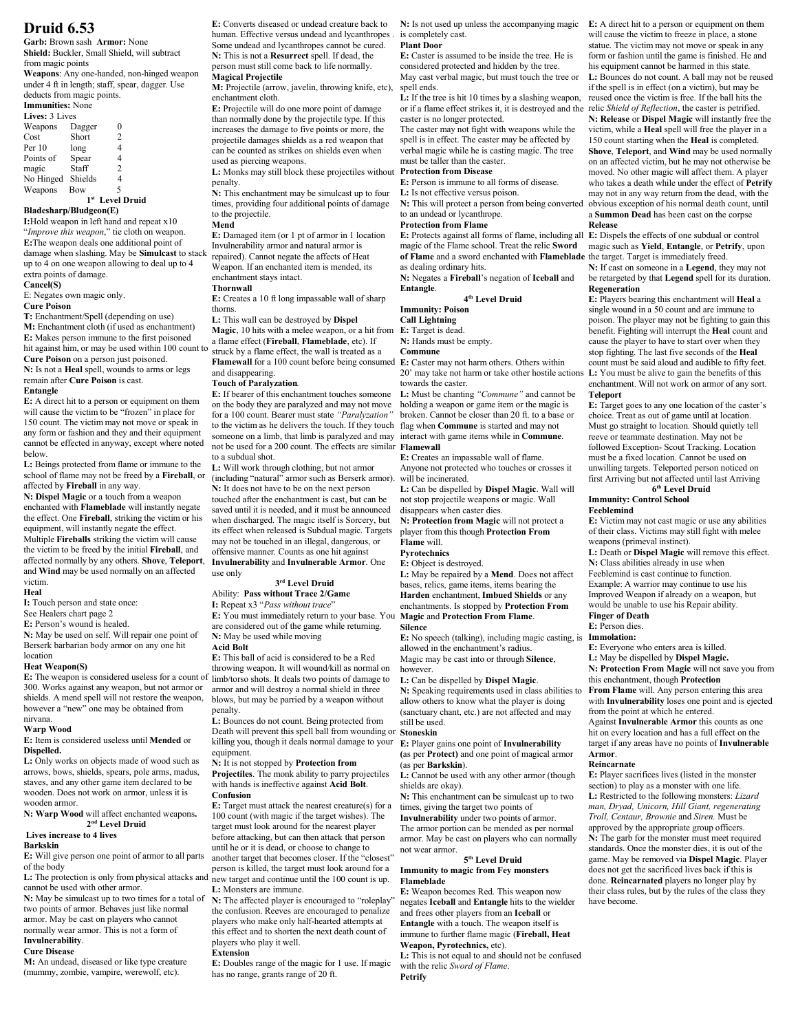# Druid 6.53

**Garb:** Brown sash **Armor:** None

**Shield:** Buckler, Small Shield, will subtract from magic points

**Weapons**: Any one-handed, non-hinged weapon under 4 ft in length; staff, spear, dagger. Use deducts from magic points.

**Immunities:** None

**Lives:** 3 Lives

| Weapons Cost Per 10 Points of magic No Hinged Weapons | | |
|---|---|---|
| | Dagger | 0 |
| | Short | 2 |
| | long | 4 |
| | Spear | 4 |
| | Staff | 2 |
| | Shields | 4 |
| | Bow | 5 |

### 1st Level Druid

**Bladesharp/Bludgeon(E)**

**I:** Hold weapon in left hand and repeat x10 "*Improve this weapon*," tie cloth on weapon.

**E:** The weapon deals one additional point of damage when slashing. May be **Simulcast** to stack up to 4 on one weapon allowing to deal up to 4 extra points of damage.

**Cancel(S)**

E: Negates own magic only.

**Cure Poison**

**T:** Enchantment/Spell (depending on use)

**M:** Enchantment cloth (if used as enchantment)

**E:** Makes person immune to the first poisoned hit against him, or may be used within 100 count to **Cure Poison** on a person just poisoned.

**N:** Is not a **Heal** spell, wounds to arms or legs remain after **Cure Poison** is cast.

**Entangle**

**E:** A direct hit to a person or equipment on them will cause the victim to be "frozen" in place for 150 count. The victim may not move or speak in any form or fashion and they and their equipment cannot be effected in anyway, except where noted below.

**L:** Beings protected from flame or immune to the school of flame may not be freed by a **Fireball**, or affected by **Fireball** in any way.

**N:** **Dispel Magic** or a touch from a weapon enchanted with **Flameblade** will instantly negate the effect. One **Fireball**, striking the victim or his equipment, will instantly negate the effect. Multiple **Fireballs** striking the victim will cause the victim to be freed by the initial **Fireball**, and affected normally by any others. **Shove**, **Teleport**, and **Wind** may be used normally on an affected victim.

**Heal**

**I:** Touch person and state once:

See Healers chart page 2

**E:** Person's wound is healed.

**N:** May be used on self. Will repair one point of Berserk barbarian body armor on any one hit location

**Heat Weapon(S)**

**E:** The weapon is considered useless for a count of 300. Works against any weapon, but not armor or shields. A mend spell will not restore the weapon, however a "new" one may be obtained from nirvana.

**Warp Wood**

**E:** Item is considered useless until **Mended** or **Dispelled.**

**L:** Only works on objects made of wood such as arrows, bows, shields, spears, pole arms, madus, staves, and any other game item declared to be wooden. Does not work on armor, unless it is wooden armor.

**N: Warp Wood** will affect enchanted weapons**.**

### 2nd Level Druid

**Lives increase to 4 lives**

**Barkskin**

**E:** Will give person one point of armor to all parts of the body

**L:** The protection is only from physical attacks and cannot be used with other armor.

**N:** May be simulcast up to two times for a total of two points of armor. Behaves just like normal armor. May be cast on players who cannot normally wear armor. This is not a form of **Invulnerability**.

**Cure Disease**

**M:** An undead, diseased or like type creature (mummy, zombie, vampire, werewolf, etc).

**E:** Converts diseased or undead creature back to human. Effective versus undead and lycanthropes . Some undead and lycanthropes cannot be cured.

**N:** This is not a **Resurrect** spell. If dead, the person must still come back to life normally.

**Magical Projectile**

**M:** Projectile (arrow, javelin, throwing knife, etc), enchantment cloth.

**E:** Projectile will do one more point of damage than normally done by the projectile type. If this increases the damage to five points or more, the projectile damages shields as a red weapon that can be counted as strikes on shields even when used as piercing weapons.

**L:** Monks may still block these projectiles without penalty.

**N:** This enchantment may be simulcast up to four times, providing four additional points of damage to the projectile.

**Mend**

**E:** Damaged item (or 1 pt of armor in 1 location repaired). Cannot negate the affects of Heat Weapon. If an enchanted item is mended, its enchantment stays intact.

**Thornwall**

**E:** Creates a 10 ft long impassable wall of sharp thorns.

**L:** This wall can be destroyed by **Dispel Magic**, 10 hits with a melee weapon, or a hit from a flame effect (**Fireball**, **Flameblade**, etc). If struck by a flame effect, the wall is treated as a **Flamewall** for a 100 count before being consumed and disappearing.

**Touch of Paralyzation**.

**E:** If bearer of this enchantment touches someone on the body they are paralyzed and may not move for a 100 count. Bearer must state *"Paralyzation"* to the victim as he delivers the touch. If they touch someone on a limb, that limb is paralyzed and may not be used for a 200 count. The effects are similar to a subdual shot.

**L:** Will work through clothing, but not armor (including "natural" armor such as Berserk armor).

**N:** It does not have to be on the next person touched after the enchantment is cast, but can be saved until it is needed, and it must be announced when discharged. The magic itself is Sorcery, but its effect when released is Subdual magic. Targets may not be touched in an illegal, dangerous, or offensive manner. Counts as one hit against **Invulnerability** and **Invulnerable Armor**. One use only

### 3rd Level Druid

Ability: **Pass without Trace 2/Game**

**I:** Repeat x3 "*Pass without trace*"

**E:** You must immediately return to your base. You are considered out of the game while returning.

**N:** May be used while moving

**Acid Bolt**

**E:** This ball of acid is considered to be a Red throwing weapon. It will wound/kill as normal on limb/torso shots. It deals two points of damage to armor and will destroy a normal shield in three blows, but may be parried by a weapon without penalty.

**L:** Bounces do not count. Being protected from Death will prevent this spell ball from wounding or killing you, though it deals normal damage to your equipment.

**N:** It is not stopped by **Protection from Projectiles**. The monk ability to parry projectiles with hands is ineffective against **Acid Bolt**.

**Confusion**

**E:** Target must attack the nearest creature(s) for a 100 count (with magic if the target wishes). The target must look around for the nearest player before attacking, but can then attack that person until he or it is dead, or choose to change to another target that becomes closer. If the "closest" person is killed, the target must look around for a new target and continue until the 100 count is up.

**L:** Monsters are immune.

**N:** The affected player is encouraged to "roleplay" the confusion. Reeves are encouraged to penalize players who make only half-hearted attempts at this effect and to shorten the next death count of players who play it well.

**Extension**

**E:** Doubles range of the magic for 1 use. If magic has no range, grants range of 20 ft.

**N:** Is not used up unless the accompanying magic is completely cast.

**Plant Door**

**E:** Caster is assumed to be inside the tree. He is considered protected and hidden by the tree.

May cast verbal magic, but must touch the tree or spell ends.

**L:** If the tree is hit 10 times by a slashing weapon, or if a flame effect strikes it, it is destroyed and the caster is no longer protected.

The caster may not fight with weapons while the spell is in effect. The caster may be affected by verbal magic while he is casting magic. The tree must be taller than the caster.

**Protection from Disease**

**E:** Person is immune to all forms of disease.

**L:** Is not effective versus poison.

**N:** This will protect a person from being converted to an undead or lycanthrope.

**Protection from Flame**

**E:** Protects against all forms of flame, including all magic of the Flame school. Treat the relic **Sword of Flame** and a sword enchanted with **Flameblade** as dealing ordinary hits.

**N:** Negates a **Fireball**'s negation of **Iceball** and **Entangle**.

### 4th Level Druid

**Immunity: Poison**

**Call Lightning**

**E:** Target is dead.

**N:** Hands must be empty.

**Commune**

**E:** Caster may not harm others. Others within 20' may take not harm or take other hostile actions towards the caster.

**L:** Must be chanting *"Commune"* and cannot be holding a weapon or game item or the magic is broken. Cannot be closer than 20 ft. to a base or flag when **Commune** is started and may not interact with game items while in **Commune**.

**Flamewall**

**E:** Creates an impassable wall of flame.

Anyone not protected who touches or crosses it will be incinerated.

**L:** Can be dispelled by **Dispel Magic**. Wall will not stop projectile weapons or magic. Wall disappears when caster dies.

**N: Protection from Magic** will not protect a player from this though **Protection From Flame** will.

**Pyrotechnics**

**E:** Object is destroyed.

**L:** May be repaired by a **Mend**. Does not affect bases, relics, game items, items bearing the **Harden** enchantment, **Imbued Shields** or any enchantments. Is stopped by **Protection From Magic** and **Protection From Flame**.

**Silence**

**E:** No speech (talking), including magic casting, is allowed in the enchantment's radius.

Magic may be cast into or through **Silence**, however.

**L:** Can be dispelled by **Dispel Magic**.

**N:** Speaking requirements used in class abilities to allow others to know what the player is doing (sanctuary chant, etc.) are not affected and may still be used.

**Stoneskin**

**E:** Player gains one point of **Invulnerability (**as per **Protect)** and one point of magical armor (as per **Barkskin**).

**L:** Cannot be used with any other armor (though shields are okay).

**N:** This enchantment can be simulcast up to two times, giving the target two points of **Invulnerability** under two points of armor.

The armor portion can be mended as per normal armor. May be cast on players who can normally not wear armor.

### 5th Level Druid

**Immunity to magic from Fey monsters**

**Flameblade**

**E:** Weapon becomes Red. This weapon now negates **Iceball** and **Entangle** hits to the wielder and frees other players from an **Iceball** or **Entangle** with a touch. The weapon itself is immune to further flame magic (**Fireball, Heat Weapon, Pyrotechnics,** etc).

**L:** This is not equal to and should not be confused with the relic *Sword of Flame*.

**Petrify**

**E:** A direct hit to a person or equipment on them will cause the victim to freeze in place, a stone statue. The victim may not move or speak in any form or fashion until the game is finished. He and his equipment cannot be harmed in this state.

**L:** Bounces do not count. A ball may not be reused if the spell is in effect (on a victim), but may be reused once the victim is free. If the ball hits the relic *Shield of Reflection*, the caster is petrified.

**N: Release** or **Dispel Magic** will instantly free the victim, while a **Heal** spell will free the player in a 150 count starting when the **Heal** is completed.

**Shove**, **Teleport**, and **Wind** may be used normally on an affected victim, but he may not otherwise be moved. No other magic will affect them. A player who takes a death while under the effect of **Petrify** may not in any way return from the dead, with the obvious exception of his normal death count, until a **Summon Dead** has been cast on the corpse

**Release**

**E:** Dispels the effects of one subdual or control magic such as **Yield**, **Entangle**, or **Petrify**, upon the target. Target is immediately freed.

**N:** If cast on someone in a **Legend**, they may not be retargeted by that **Legend** spell for its duration.

**Regeneration**

**E:** Players bearing this enchantment will **Heal** a single wound in a 50 count and are immune to poison. The player may not be fighting to gain this benefit. Fighting will interrupt the **Heal** count and cause the player to have to start over when they stop fighting. The last five seconds of the **Heal** count must be said aloud and audible to fifty feet.

**L:** You must be alive to gain the benefits of this enchantment. Will not work on armor of any sort.

**Teleport**

**E:** Target goes to any one location of the caster's choice. Treat as out of game until at location. Must go straight to location. Should quietly tell reeve or teammate destination. May not be followed Exception- Scout Tracking. Location must be a fixed location. Cannot be used on unwilling targets. Teleported person noticed on first Arriving but not affected until last Arriving

### 6th Level Druid

**Immunity: Control School**

**Feeblemind**

**E:** Victim may not cast magic or use any abilities of their class. Victims may still fight with melee weapons (primeval instinct).

**L:** Death or **Dispel Magic** will remove this effect.

**N:** Class abilities already in use when Feeblemind is cast continue to function.

Example: A warrior may continue to use his Improved Weapon if already on a weapon, but would be unable to use his Repair ability.

**Finger of Death**

**E:** Person dies.

**Immolation:**

**E:** Everyone who enters area is killed.

**L:** May be dispelled by **Dispel Magic.**

**N: Protection From Magic** will not save you from this enchantment, though **Protection From Flame** will. Any person entering this area with **Invulnerability** loses one point and is ejected from the point at which he entered.

Against **Invulnerable Armor** this counts as one hit on every location and has a full effect on the target if any areas have no points of **Invulnerable Armor**.

**Reincarnate**

**E:** Player sacrifices lives (listed in the monster section) to play as a monster with one life.

**L:** Restricted to the following monsters: *Lizard man, Dryad, Unicorn, Hill Giant, regenerating Troll, Centaur, Brownie* and *Siren.* Must be approved by the appropriate group officers.

**N:** The garb for the monster must meet required standards. Once the monster dies, it is out of the game. May be removed via **Dispel Magic**. Player does not get the sacrificed lives back if this is done. **Reincarnated** players no longer play by their class rules, but by the rules of the class they have become.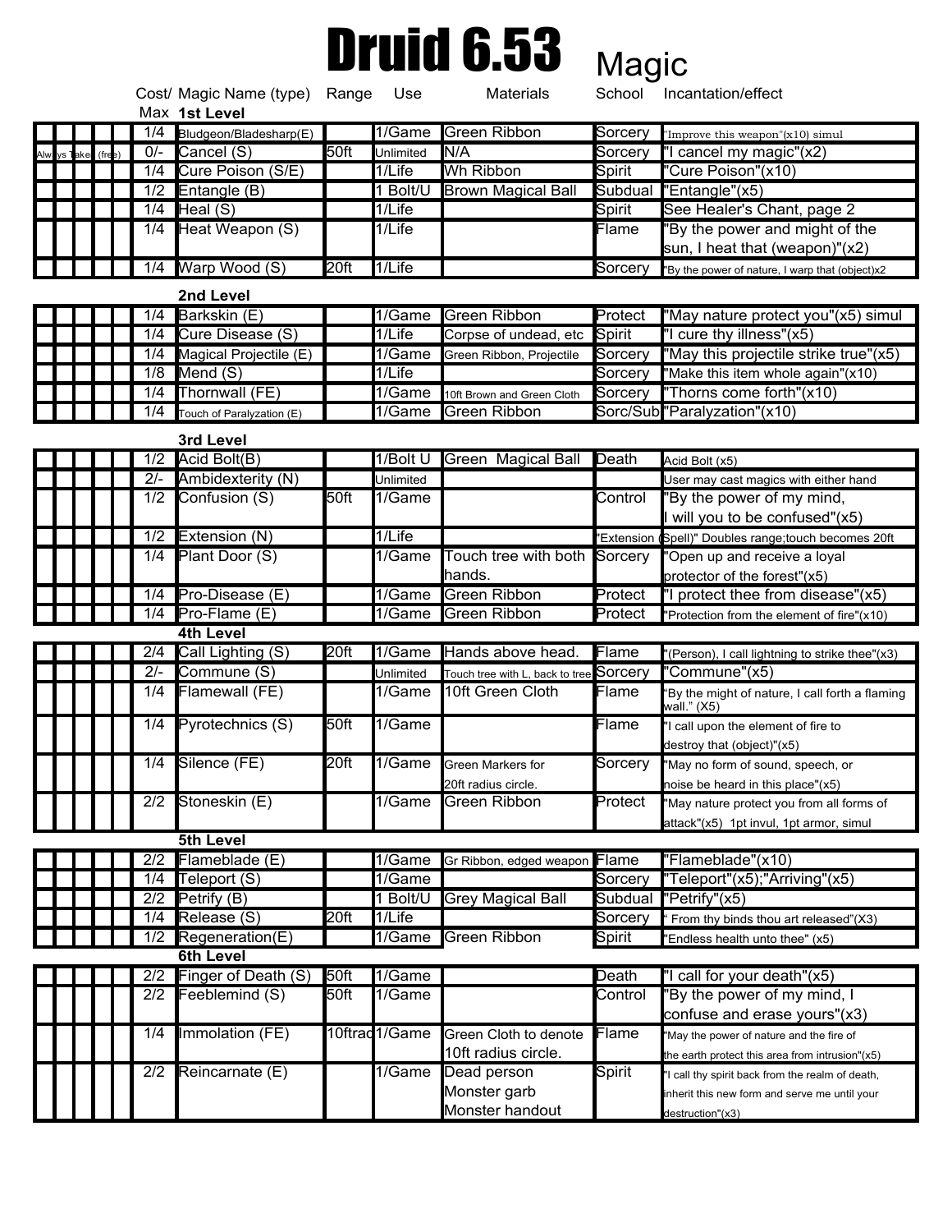# Druid 6.53 Magic

| | | | | | Cost/ Max | Magic Name (type) | Range | Use | Materials | School | Incantation/effect |
|---|---|---|---|---|---|---|---|---|---|---|---|
| | | | | | | **1st Level** | | | | | |
| | | | | | 1/4 | Bludgeon/Bladesharp(E) | | 1/Game | Green Ribbon | Sorcery | "Improve this weapon"(x10) simul |
| Always Taken (free) | | | | | 0/- | Cancel (S) | 50ft | Unlimited | N/A | Sorcery | "I cancel my magic"(x2) |
| | | | | | 1/4 | Cure Poison (S/E) | | 1/Life | Wh Ribbon | Spirit | "Cure Poison"(x10) |
| | | | | | 1/2 | Entangle (B) | | 1 Bolt/U | Brown Magical Ball | Subdual | "Entangle"(x5) |
| | | | | | 1/4 | Heal (S) | | 1/Life | | Spirit | See Healer's Chant, page 2 |
| | | | | | 1/4 | Heat Weapon (S) | | 1/Life | | Flame | "By the power and might of the sun, I heat that (weapon)"(x2) |
| | | | | | 1/4 | Warp Wood (S) | 20ft | 1/Life | | Sorcery | "By the power of nature, I warp that (object)x2 |
| | | | | | | **2nd Level** | | | | | |
| | | | | | 1/4 | Barkskin (E) | | 1/Game | Green Ribbon | Protect | "May nature protect you"(x5) simul |
| | | | | | 1/4 | Cure Disease (S) | | 1/Life | Corpse of undead, etc | Spirit | "I cure thy illness"(x5) |
| | | | | | 1/4 | Magical Projectile (E) | | 1/Game | Green Ribbon, Projectile | Sorcery | "May this projectile strike true"(x5) |
| | | | | | 1/8 | Mend (S) | | 1/Life | | Sorcery | "Make this item whole again"(x10) |
| | | | | | 1/4 | Thornwall (FE) | | 1/Game | 10ft Brown and Green Cloth | Sorcery | "Thorns come forth"(x10) |
| | | | | | 1/4 | Touch of Paralyzation (E) | | 1/Game | Green Ribbon | Sorc/Sub | "Paralyzation"(x10) |
| | | | | | | **3rd Level** | | | | | |
| | | | | | 1/2 | Acid Bolt(B) | | 1/Bolt U | Green Magical Ball | Death | Acid Bolt (x5) |
| | | | | | 2/- | Ambidexterity (N) | | Unlimited | | | User may cast magics with either hand |
| | | | | | 1/2 | Confusion (S) | 50ft | 1/Game | | Control | "By the power of my mind, I will you to be confused"(x5) |
| | | | | | 1/2 | Extension (N) | | 1/Life | | | "Extension (Spell)" Doubles range;touch becomes 20ft |
| | | | | | 1/4 | Plant Door (S) | | 1/Game | Touch tree with both hands. | Sorcery | "Open up and receive a loyal protector of the forest"(x5) |
| | | | | | 1/4 | Pro-Disease (E) | | 1/Game | Green Ribbon | Protect | "I protect thee from disease"(x5) |
| | | | | | 1/4 | Pro-Flame (E) | | 1/Game | Green Ribbon | Protect | "Protection from the element of fire"(x10) |
| | | | | | | **4th Level** | | | | | |
| | | | | | 2/4 | Call Lighting (S) | 20ft | 1/Game | Hands above head. | Flame | "(Person), I call lightning to strike thee"(x3) |
| | | | | | 2/- | Commune (S) | | Unlimited | Touch tree with L, back to tree | Sorcery | "Commune"(x5) |
| | | | | | 1/4 | Flamewall (FE) | | 1/Game | 10ft Green Cloth | Flame | "By the might of nature, I call forth a flaming wall." (X5) |
| | | | | | 1/4 | Pyrotechnics (S) | 50ft | 1/Game | | Flame | "I call upon the element of fire to destroy that (object)"(x5) |
| | | | | | 1/4 | Silence (FE) | 20ft | 1/Game | Green Markers for 20ft radius circle. | Sorcery | "May no form of sound, speech, or noise be heard in this place"(x5) |
| | | | | | 2/2 | Stoneskin (E) | | 1/Game | Green Ribbon | Protect | "May nature protect you from all forms of attack"(x5) 1pt invul, 1pt armor, simul |
| | | | | | | **5th Level** | | | | | |
| | | | | | 2/2 | Flameblade (E) | | 1/Game | Gr Ribbon, edged weapon | Flame | "Flameblade"(x10) |
| | | | | | 1/4 | Teleport (S) | | 1/Game | | Sorcery | "Teleport"(x5);"Arriving"(x5) |
| | | | | | 2/2 | Petrify (B) | | 1 Bolt/U | Grey Magical Ball | Subdual | "Petrify"(x5) |
| | | | | | 1/4 | Release (S) | 20ft | 1/Life | | Sorcery | " From thy binds thou art released"(X3) |
| | | | | | 1/2 | Regeneration(E) | | 1/Game | Green Ribbon | Spirit | "Endless health unto thee" (x5) |
| | | | | | | **6th Level** | | | | | |
| | | | | | 2/2 | Finger of Death (S) | 50ft | 1/Game | | Death | "I call for your death"(x5) |
| | | | | | 2/2 | Feeblemind (S) | 50ft | 1/Game | | Control | "By the power of my mind, I confuse and erase yours"(x3) |
| | | | | | 1/4 | Immolation (FE) | 10ftrad | 1/Game | Green Cloth to denote 10ft radius circle. | Flame | "May the power of nature and the fire of the earth protect this area from intrusion"(x5) |
| | | | | | 2/2 | Reincarnate (E) | | 1/Game | Dead person Monster garb Monster handout | Spirit | "I call thy spirit back from the realm of death, inherit this new form and serve me until your destruction"(x3) |